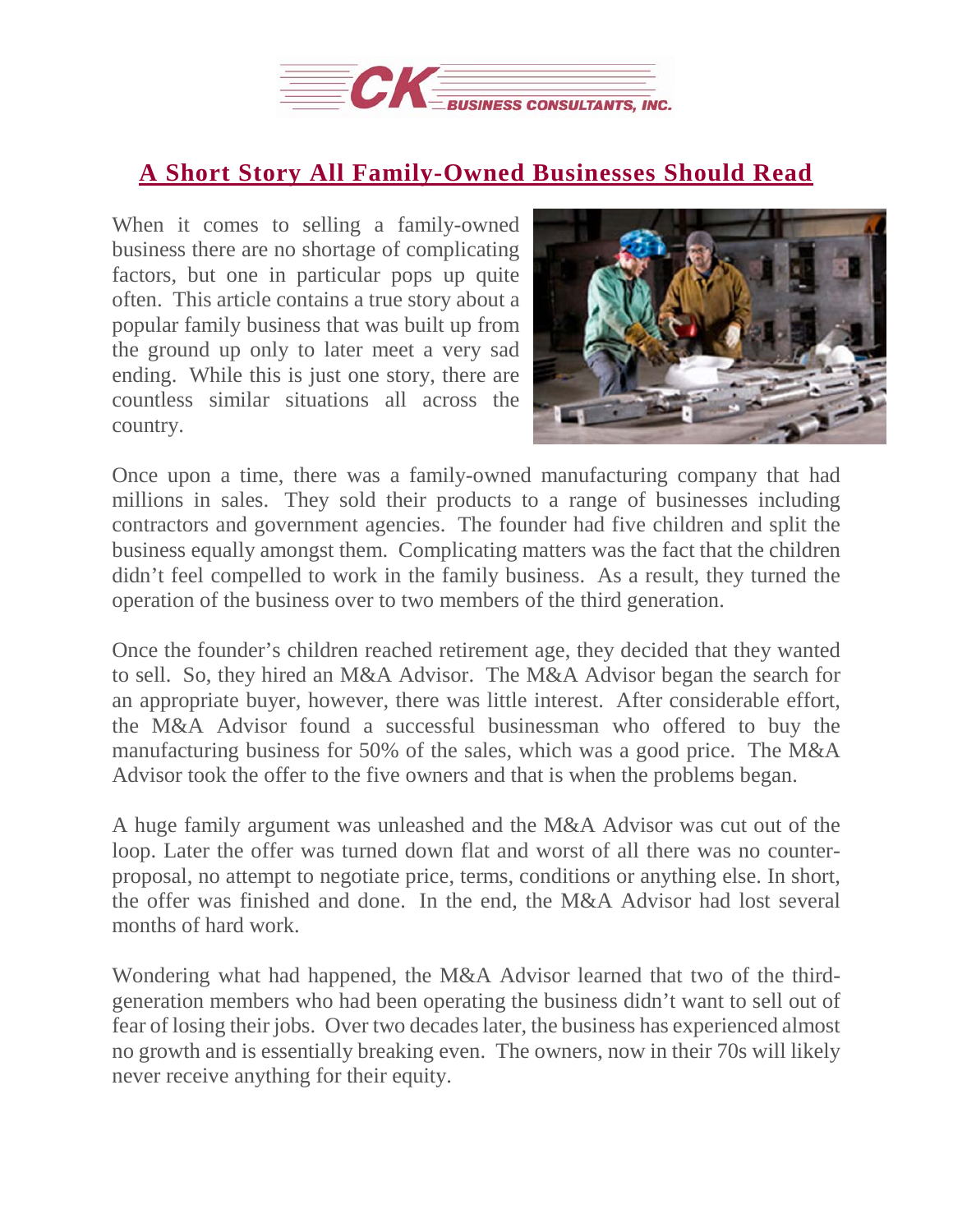# A Short Story All Family-Owned Businesses Should Read

When it comes to selling a family-owned business there are no shortage of complicating factors, but one in particular pops up quite often. This article contains a true story about a popular family business that was built up from the ground up only to later meet a very sad ending. While this is just one story, there are countless similar situations all across the country.

Once upon a time, there was a family-owned manufacturing company that had millions in sales. They sold their products to a range of businesses including contractors and government agencies. The founder had five children and split the business equally amongst them. Complicating matters was the fact that the children didn't feel compelled to work in the family business. As a result, they turned the operation of the business over to two members of the third generation.

Once the founder's children reached retirement age, they decided that they wanted to sell. So, they hired an M&A Advisor. The M&A Advisor began the search for an appropriate buyer, however, there was little interest. After considerable effort, the M&A Advisor found a successful businessman who offered to buy the manufacturing business for 50% of the sales, which was a good price. The M&A Advisor took the offer to the five owners and that is when the problems began.

A huge family argument was unleashed and the M&A Advisor was cut out of the loop. Later the offer was turned down flat and worst of all there was no counter-proposal, no attempt to negotiate price, terms, conditions or anything else. In short, the offer was finished and done. In the end, the M&A Advisor had lost several months of hard work.

Wondering what had happened, the M&A Advisor learned that two of the third-generation members who had been operating the business didn't want to sell out of fear of losing their jobs. Over two decades later, the business has experienced almost no growth and is essentially breaking even. The owners, now in their 70s will likely never receive anything for their equity.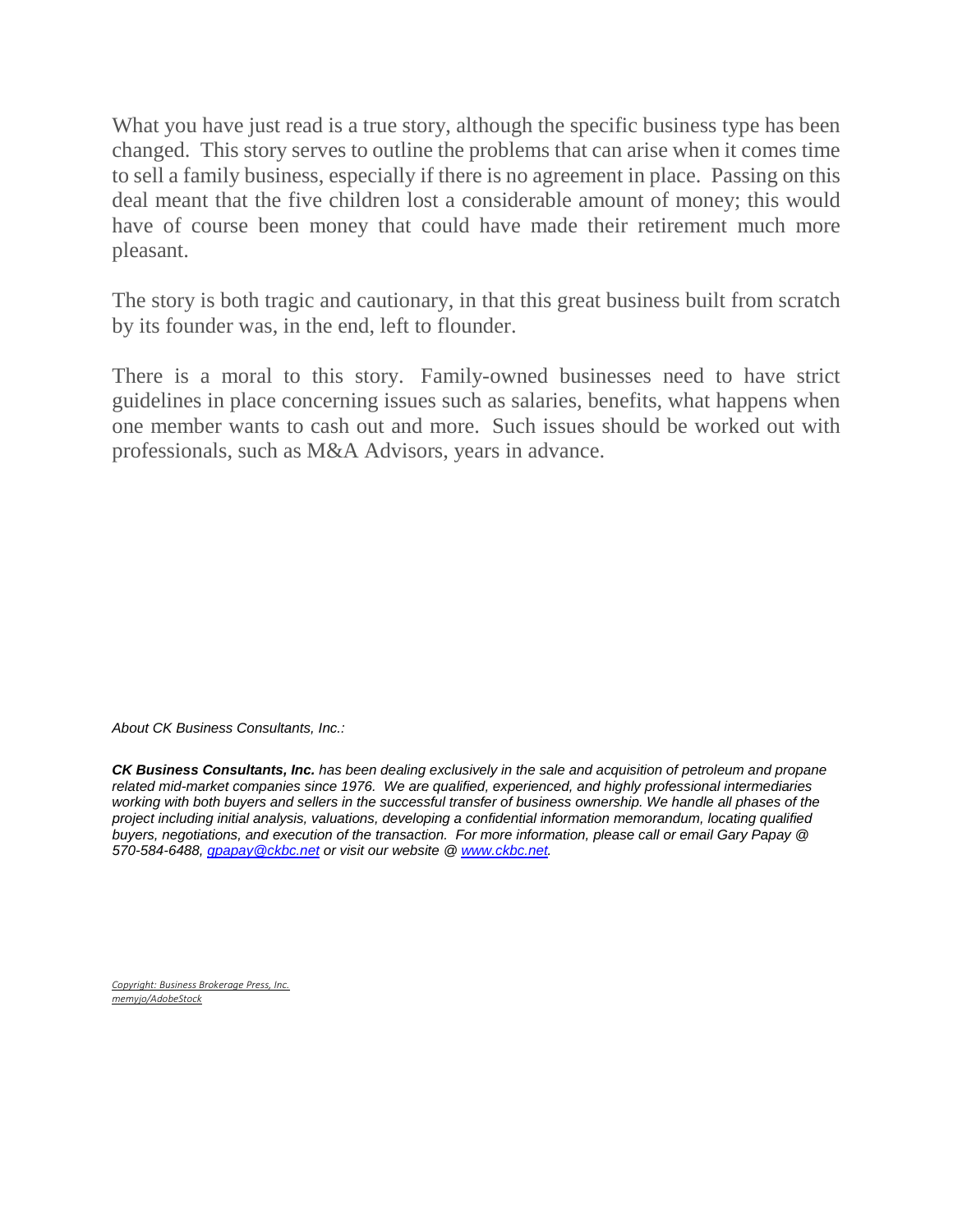What you have just read is a true story, although the specific business type has been changed. This story serves to outline the problems that can arise when it comes time to sell a family business, especially if there is no agreement in place. Passing on this deal meant that the five children lost a considerable amount of money; this would have of course been money that could have made their retirement much more pleasant.

The story is both tragic and cautionary, in that this great business built from scratch by its founder was, in the end, left to flounder.

There is a moral to this story. Family-owned businesses need to have strict guidelines in place concerning issues such as salaries, benefits, what happens when one member wants to cash out and more. Such issues should be worked out with professionals, such as M&A Advisors, years in advance.

*About CK Business Consultants, Inc.:*

***CK Business Consultants, Inc.*** *has been dealing exclusively in the sale and acquisition of petroleum and propane related mid-market companies since 1976. We are qualified, experienced, and highly professional intermediaries working with both buyers and sellers in the successful transfer of business ownership. We handle all phases of the project including initial analysis, valuations, developing a confidential information memorandum, locating qualified buyers, negotiations, and execution of the transaction. For more information, please call or email Gary Papay @ 570-584-6488, [gpapay@ckbc.net](mailto:gpapay@ckbc.net) or visit our website @ [www.ckbc.net](http://www.ckbc.net).*

*Copyright: Business Brokerage Press, Inc.*
*memyjo/AdobeStock*